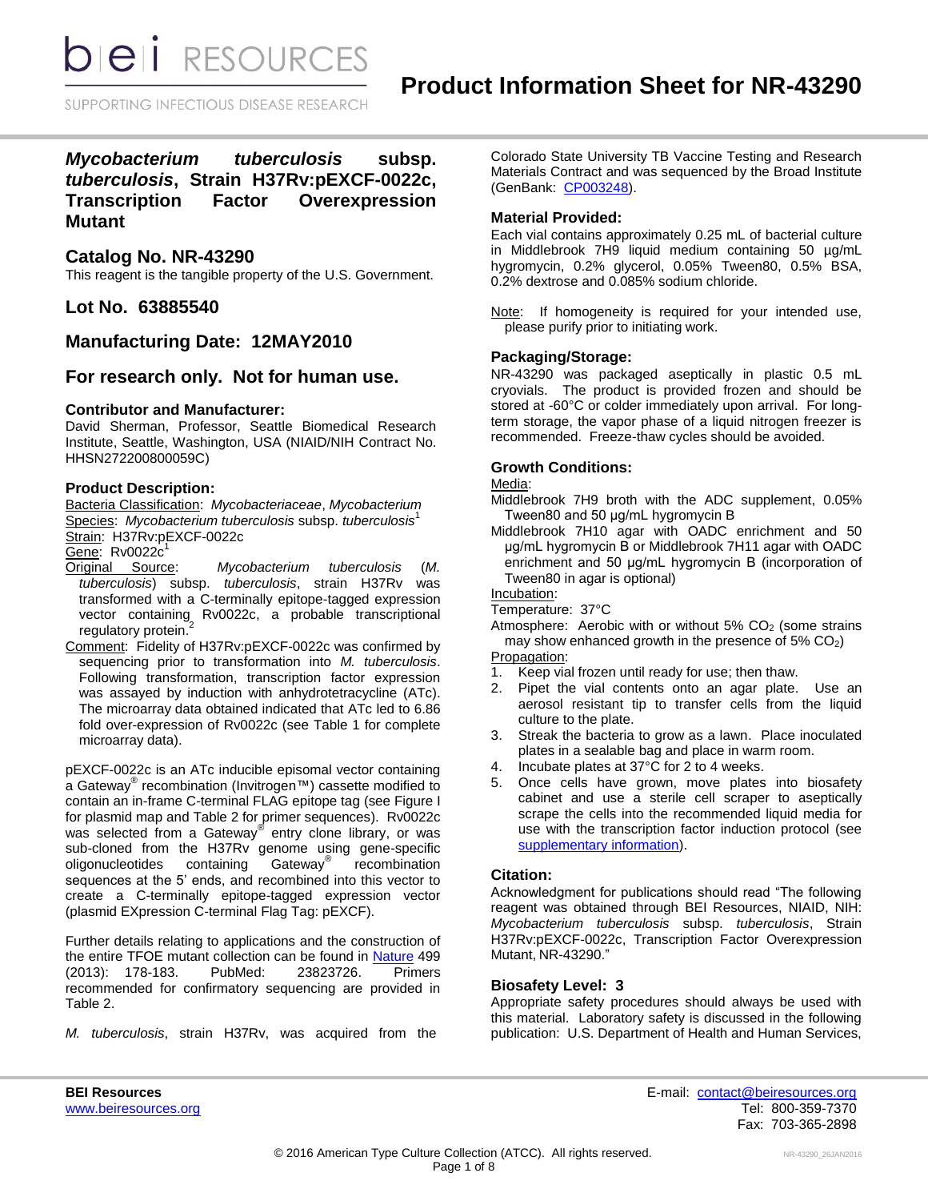# Product Information Sheet for NR-43290

## *Mycobacterium tuberculosis* subsp. *tuberculosis*, Strain H37Rv:pEXCF-0022c, Transcription Factor Overexpression Mutant

## Catalog No. NR-43290

This reagent is the tangible property of the U.S. Government.

## Lot No. 63885540

## Manufacturing Date: 12MAY2010

## For research only. Not for human use.

### Contributor and Manufacturer:

David Sherman, Professor, Seattle Biomedical Research Institute, Seattle, Washington, USA (NIAID/NIH Contract No. HHSN272200800059C)

### Product Description:

Bacteria Classification: *Mycobacteriaceae*, *Mycobacterium*
Species: *Mycobacterium tuberculosis* subsp. *tuberculosis*[1]
Strain: H37Rv:pEXCF-0022c
Gene: Rv0022c[1]
Original Source: *Mycobacterium tuberculosis* (*M. tuberculosis*) subsp. *tuberculosis*, strain H37Rv was transformed with a C-terminally epitope-tagged expression vector containing Rv0022c, a probable transcriptional regulatory protein.[2]
Comment: Fidelity of H37Rv:pEXCF-0022c was confirmed by sequencing prior to transformation into *M. tuberculosis*. Following transformation, transcription factor expression was assayed by induction with anhydrotetracycline (ATc). The microarray data obtained indicated that ATc led to 6.86 fold over-expression of Rv0022c (see Table 1 for complete microarray data).

pEXCF-0022c is an ATc inducible episomal vector containing a Gateway® recombination (Invitrogen™) cassette modified to contain an in-frame C-terminal FLAG epitope tag (see Figure I for plasmid map and Table 2 for primer sequences). Rv0022c was selected from a Gateway® entry clone library, or was sub-cloned from the H37Rv genome using gene-specific oligonucleotides containing Gateway® recombination sequences at the 5' ends, and recombined into this vector to create a C-terminally epitope-tagged expression vector (plasmid EXpression C-terminal Flag Tag: pEXCF).

Further details relating to applications and the construction of the entire TFOE mutant collection can be found in Nature 499 (2013): 178-183. PubMed: 23823726. Primers recommended for confirmatory sequencing are provided in Table 2.

*M. tuberculosis*, strain H37Rv, was acquired from the Colorado State University TB Vaccine Testing and Research Materials Contract and was sequenced by the Broad Institute (GenBank: CP003248).

### Material Provided:

Each vial contains approximately 0.25 mL of bacterial culture in Middlebrook 7H9 liquid medium containing 50 µg/mL hygromycin, 0.2% glycerol, 0.05% Tween80, 0.5% BSA, 0.2% dextrose and 0.085% sodium chloride.

Note: If homogeneity is required for your intended use, please purify prior to initiating work.

### Packaging/Storage:

NR-43290 was packaged aseptically in plastic 0.5 mL cryovials. The product is provided frozen and should be stored at -60°C or colder immediately upon arrival. For long-term storage, the vapor phase of a liquid nitrogen freezer is recommended. Freeze-thaw cycles should be avoided.

### Growth Conditions:

Media:
Middlebrook 7H9 broth with the ADC supplement, 0.05% Tween80 and 50 µg/mL hygromycin B
Middlebrook 7H10 agar with OADC enrichment and 50 µg/mL hygromycin B or Middlebrook 7H11 agar with OADC enrichment and 50 µg/mL hygromycin B (incorporation of Tween80 in agar is optional)
Incubation:
Temperature: 37°C
Atmosphere: Aerobic with or without 5% $CO_2$ (some strains may show enhanced growth in the presence of 5% $CO_2$)
Propagation:

1. Keep vial frozen until ready for use; then thaw.
2. Pipet the vial contents onto an agar plate. Use an aerosol resistant tip to transfer cells from the liquid culture to the plate.
3. Streak the bacteria to grow as a lawn. Place inoculated plates in a sealable bag and place in warm room.
4. Incubate plates at 37°C for 2 to 4 weeks.
5. Once cells have grown, move plates into biosafety cabinet and use a sterile cell scraper to aseptically scrape the cells into the recommended liquid media for use with the transcription factor induction protocol (see supplementary information).

### Citation:

Acknowledgment for publications should read "The following reagent was obtained through BEI Resources, NIAID, NIH: *Mycobacterium tuberculosis* subsp. *tuberculosis*, Strain H37Rv:pEXCF-0022c, Transcription Factor Overexpression Mutant, NR-43290."

### Biosafety Level: 3

Appropriate safety procedures should always be used with this material. Laboratory safety is discussed in the following publication: U.S. Department of Health and Human Services,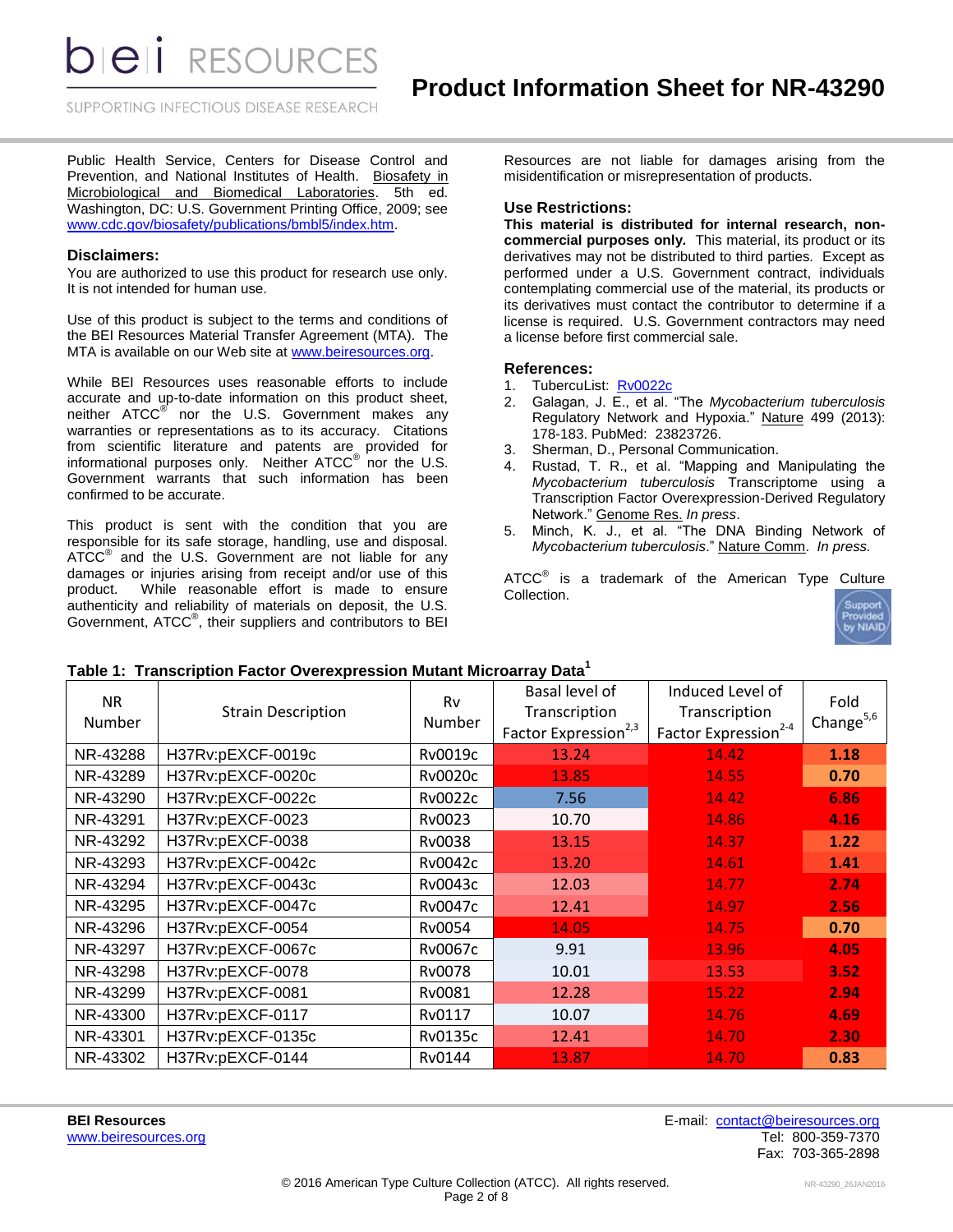Public Health Service, Centers for Disease Control and Prevention, and National Institutes of Health. Biosafety in Microbiological and Biomedical Laboratories. 5th ed. Washington, DC: U.S. Government Printing Office, 2009; see www.cdc.gov/biosafety/publications/bmbl5/index.htm.

### Disclaimers:

You are authorized to use this product for research use only. It is not intended for human use.

Use of this product is subject to the terms and conditions of the BEI Resources Material Transfer Agreement (MTA). The MTA is available on our Web site at www.beiresources.org.

While BEI Resources uses reasonable efforts to include accurate and up-to-date information on this product sheet, neither ATCC® nor the U.S. Government makes any warranties or representations as to its accuracy. Citations from scientific literature and patents are provided for informational purposes only. Neither ATCC® nor the U.S. Government warrants that such information has been confirmed to be accurate.

This product is sent with the condition that you are responsible for its safe storage, handling, use and disposal. ATCC® and the U.S. Government are not liable for any damages or injuries arising from receipt and/or use of this product. While reasonable effort is made to ensure authenticity and reliability of materials on deposit, the U.S. Government, ATCC®, their suppliers and contributors to BEI Resources are not liable for damages arising from the misidentification or misrepresentation of products.

### Use Restrictions:

**This material is distributed for internal research, non-commercial purposes only.** This material, its product or its derivatives may not be distributed to third parties. Except as performed under a U.S. Government contract, individuals contemplating commercial use of the material, its products or its derivatives must contact the contributor to determine if a license is required. U.S. Government contractors may need a license before first commercial sale.

### References:

1. TubercuList: Rv0022c
2. Galagan, J. E., et al. "The *Mycobacterium tuberculosis* Regulatory Network and Hypoxia." Nature 499 (2013): 178-183. PubMed: 23823726.
3. Sherman, D., Personal Communication.
4. Rustad, T. R., et al. "Mapping and Manipulating the *Mycobacterium tuberculosis* Transcriptome using a Transcription Factor Overexpression-Derived Regulatory Network." Genome Res. *In press*.
5. Minch, K. J., et al. "The DNA Binding Network of *Mycobacterium tuberculosis*." Nature Comm. *In press.*

ATCC® is a trademark of the American Type Culture Collection.

**Table 1: Transcription Factor Overexpression Mutant Microarray Data[1]**

| NR Number | Strain Description | Rv Number | Basal level of Transcription Factor Expression[2,3] | Induced Level of Transcription Factor Expression[2-4] | Fold Change[5,6] |
|---|---|---|---|---|---|
| NR-43288 | H37Rv:pEXCF-0019c | Rv0019c | 13.24 | 14.42 | 1.18 |
| NR-43289 | H37Rv:pEXCF-0020c | Rv0020c | 13.85 | 14.55 | 0.70 |
| NR-43290 | H37Rv:pEXCF-0022c | Rv0022c | 7.56 | 14.42 | 6.86 |
| NR-43291 | H37Rv:pEXCF-0023 | Rv0023 | 10.70 | 14.86 | 4.16 |
| NR-43292 | H37Rv:pEXCF-0038 | Rv0038 | 13.15 | 14.37 | 1.22 |
| NR-43293 | H37Rv:pEXCF-0042c | Rv0042c | 13.20 | 14.61 | 1.41 |
| NR-43294 | H37Rv:pEXCF-0043c | Rv0043c | 12.03 | 14.77 | 2.74 |
| NR-43295 | H37Rv:pEXCF-0047c | Rv0047c | 12.41 | 14.97 | 2.56 |
| NR-43296 | H37Rv:pEXCF-0054 | Rv0054 | 14.05 | 14.75 | 0.70 |
| NR-43297 | H37Rv:pEXCF-0067c | Rv0067c | 9.91 | 13.96 | 4.05 |
| NR-43298 | H37Rv:pEXCF-0078 | Rv0078 | 10.01 | 13.53 | 3.52 |
| NR-43299 | H37Rv:pEXCF-0081 | Rv0081 | 12.28 | 15.22 | 2.94 |
| NR-43300 | H37Rv:pEXCF-0117 | Rv0117 | 10.07 | 14.76 | 4.69 |
| NR-43301 | H37Rv:pEXCF-0135c | Rv0135c | 12.41 | 14.70 | 2.30 |
| NR-43302 | H37Rv:pEXCF-0144 | Rv0144 | 13.87 | 14.70 | 0.83 |

**BEI Resources**
www.beiresources.org

E-mail: contact@beiresources.org
Tel: 800-359-7370
Fax: 703-365-2898

© 2016 American Type Culture Collection (ATCC). All rights reserved.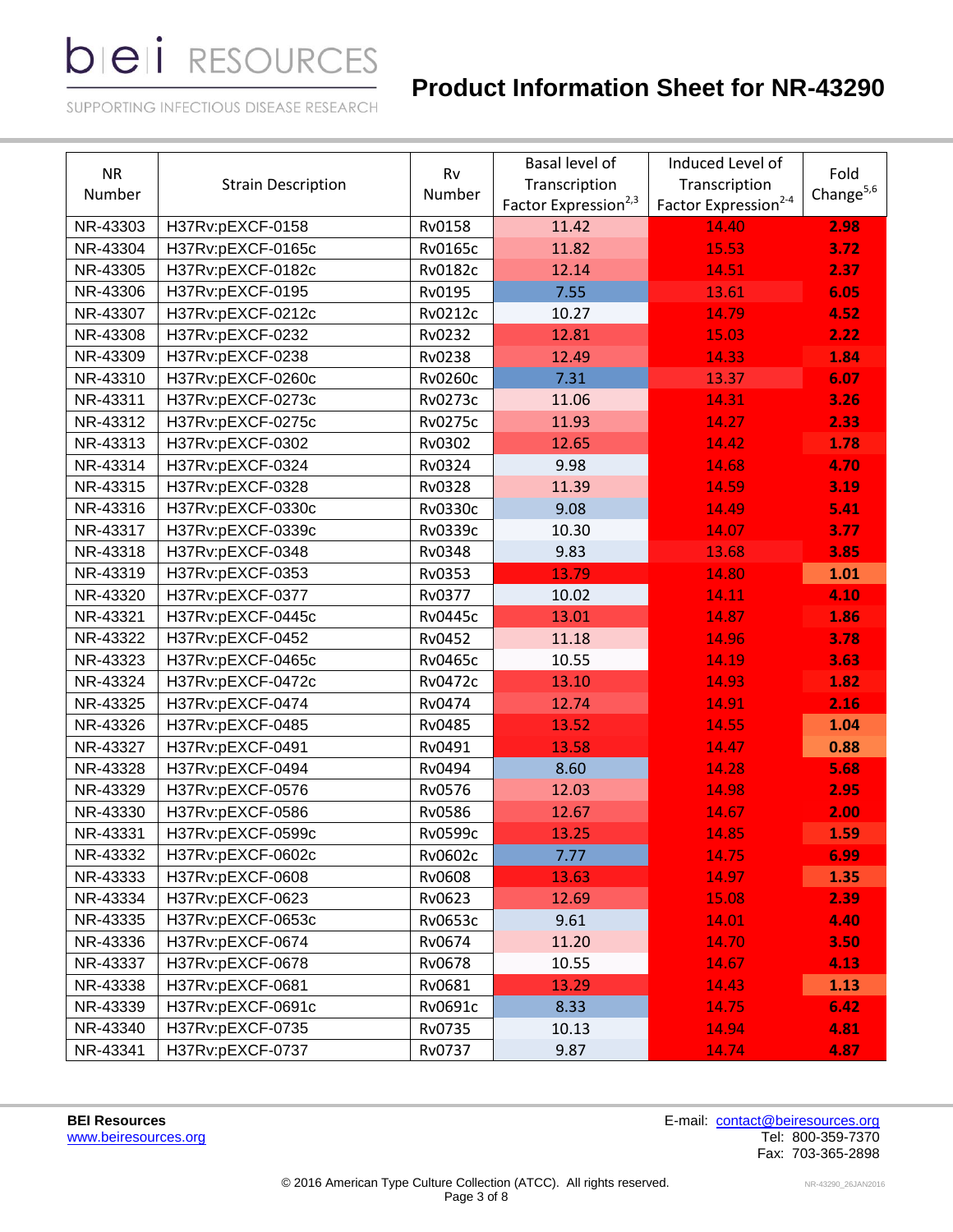| NR Number | Strain Description | Rv Number | Basal level of Transcription Factor Expression[2,3] | Induced Level of Transcription Factor Expression[2-4] | Fold Change[5,6] |
|---|---|---|---|---|---|
| NR-43303 | H37Rv:pEXCF-0158 | Rv0158 | 11.42 | 14.40 | 2.98 |
| NR-43304 | H37Rv:pEXCF-0165c | Rv0165c | 11.82 | 15.53 | 3.72 |
| NR-43305 | H37Rv:pEXCF-0182c | Rv0182c | 12.14 | 14.51 | 2.37 |
| NR-43306 | H37Rv:pEXCF-0195 | Rv0195 | 7.55 | 13.61 | 6.05 |
| NR-43307 | H37Rv:pEXCF-0212c | Rv0212c | 10.27 | 14.79 | 4.52 |
| NR-43308 | H37Rv:pEXCF-0232 | Rv0232 | 12.81 | 15.03 | 2.22 |
| NR-43309 | H37Rv:pEXCF-0238 | Rv0238 | 12.49 | 14.33 | 1.84 |
| NR-43310 | H37Rv:pEXCF-0260c | Rv0260c | 7.31 | 13.37 | 6.07 |
| NR-43311 | H37Rv:pEXCF-0273c | Rv0273c | 11.06 | 14.31 | 3.26 |
| NR-43312 | H37Rv:pEXCF-0275c | Rv0275c | 11.93 | 14.27 | 2.33 |
| NR-43313 | H37Rv:pEXCF-0302 | Rv0302 | 12.65 | 14.42 | 1.78 |
| NR-43314 | H37Rv:pEXCF-0324 | Rv0324 | 9.98 | 14.68 | 4.70 |
| NR-43315 | H37Rv:pEXCF-0328 | Rv0328 | 11.39 | 14.59 | 3.19 |
| NR-43316 | H37Rv:pEXCF-0330c | Rv0330c | 9.08 | 14.49 | 5.41 |
| NR-43317 | H37Rv:pEXCF-0339c | Rv0339c | 10.30 | 14.07 | 3.77 |
| NR-43318 | H37Rv:pEXCF-0348 | Rv0348 | 9.83 | 13.68 | 3.85 |
| NR-43319 | H37Rv:pEXCF-0353 | Rv0353 | 13.79 | 14.80 | 1.01 |
| NR-43320 | H37Rv:pEXCF-0377 | Rv0377 | 10.02 | 14.11 | 4.10 |
| NR-43321 | H37Rv:pEXCF-0445c | Rv0445c | 13.01 | 14.87 | 1.86 |
| NR-43322 | H37Rv:pEXCF-0452 | Rv0452 | 11.18 | 14.96 | 3.78 |
| NR-43323 | H37Rv:pEXCF-0465c | Rv0465c | 10.55 | 14.19 | 3.63 |
| NR-43324 | H37Rv:pEXCF-0472c | Rv0472c | 13.10 | 14.93 | 1.82 |
| NR-43325 | H37Rv:pEXCF-0474 | Rv0474 | 12.74 | 14.91 | 2.16 |
| NR-43326 | H37Rv:pEXCF-0485 | Rv0485 | 13.52 | 14.55 | 1.04 |
| NR-43327 | H37Rv:pEXCF-0491 | Rv0491 | 13.58 | 14.47 | 0.88 |
| NR-43328 | H37Rv:pEXCF-0494 | Rv0494 | 8.60 | 14.28 | 5.68 |
| NR-43329 | H37Rv:pEXCF-0576 | Rv0576 | 12.03 | 14.98 | 2.95 |
| NR-43330 | H37Rv:pEXCF-0586 | Rv0586 | 12.67 | 14.67 | 2.00 |
| NR-43331 | H37Rv:pEXCF-0599c | Rv0599c | 13.25 | 14.85 | 1.59 |
| NR-43332 | H37Rv:pEXCF-0602c | Rv0602c | 7.77 | 14.75 | 6.99 |
| NR-43333 | H37Rv:pEXCF-0608 | Rv0608 | 13.63 | 14.97 | 1.35 |
| NR-43334 | H37Rv:pEXCF-0623 | Rv0623 | 12.69 | 15.08 | 2.39 |
| NR-43335 | H37Rv:pEXCF-0653c | Rv0653c | 9.61 | 14.01 | 4.40 |
| NR-43336 | H37Rv:pEXCF-0674 | Rv0674 | 11.20 | 14.70 | 3.50 |
| NR-43337 | H37Rv:pEXCF-0678 | Rv0678 | 10.55 | 14.67 | 4.13 |
| NR-43338 | H37Rv:pEXCF-0681 | Rv0681 | 13.29 | 14.43 | 1.13 |
| NR-43339 | H37Rv:pEXCF-0691c | Rv0691c | 8.33 | 14.75 | 6.42 |
| NR-43340 | H37Rv:pEXCF-0735 | Rv0735 | 10.13 | 14.94 | 4.81 |
| NR-43341 | H37Rv:pEXCF-0737 | Rv0737 | 9.87 | 14.74 | 4.87 |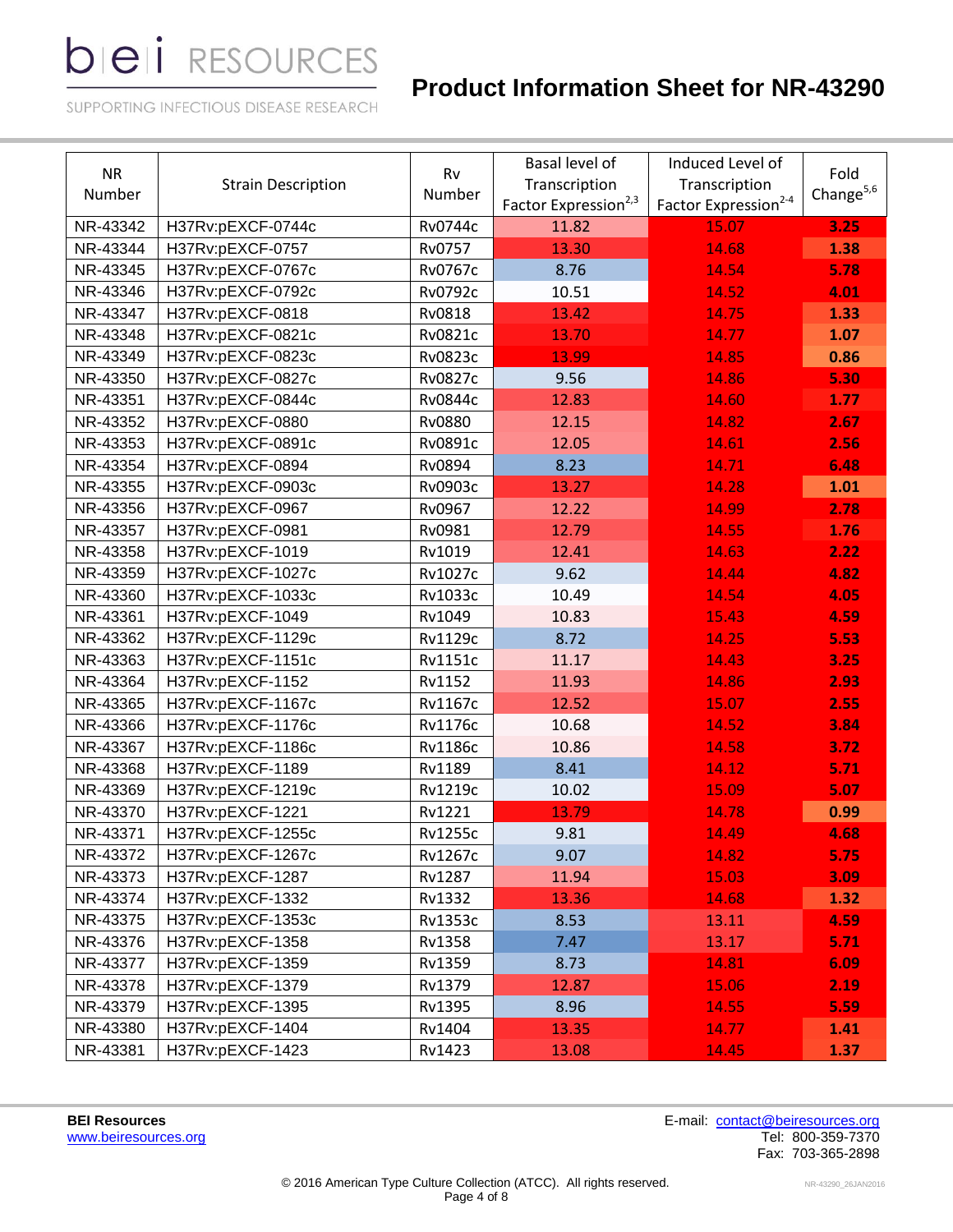| NR Number | Strain Description | Rv Number | Basal level of Transcription Factor Expression[2,3] | Induced Level of Transcription Factor Expression[2-4] | Fold Change[5,6] |
|---|---|---|---|---|---|
| NR-43342 | H37Rv:pEXCF-0744c | Rv0744c | 11.82 | 15.07 | 3.25 |
| NR-43344 | H37Rv:pEXCF-0757 | Rv0757 | 13.30 | 14.68 | 1.38 |
| NR-43345 | H37Rv:pEXCF-0767c | Rv0767c | 8.76 | 14.54 | 5.78 |
| NR-43346 | H37Rv:pEXCF-0792c | Rv0792c | 10.51 | 14.52 | 4.01 |
| NR-43347 | H37Rv:pEXCF-0818 | Rv0818 | 13.42 | 14.75 | 1.33 |
| NR-43348 | H37Rv:pEXCF-0821c | Rv0821c | 13.70 | 14.77 | 1.07 |
| NR-43349 | H37Rv:pEXCF-0823c | Rv0823c | 13.99 | 14.85 | 0.86 |
| NR-43350 | H37Rv:pEXCF-0827c | Rv0827c | 9.56 | 14.86 | 5.30 |
| NR-43351 | H37Rv:pEXCF-0844c | Rv0844c | 12.83 | 14.60 | 1.77 |
| NR-43352 | H37Rv:pEXCF-0880 | Rv0880 | 12.15 | 14.82 | 2.67 |
| NR-43353 | H37Rv:pEXCF-0891c | Rv0891c | 12.05 | 14.61 | 2.56 |
| NR-43354 | H37Rv:pEXCF-0894 | Rv0894 | 8.23 | 14.71 | 6.48 |
| NR-43355 | H37Rv:pEXCF-0903c | Rv0903c | 13.27 | 14.28 | 1.01 |
| NR-43356 | H37Rv:pEXCF-0967 | Rv0967 | 12.22 | 14.99 | 2.78 |
| NR-43357 | H37Rv:pEXCF-0981 | Rv0981 | 12.79 | 14.55 | 1.76 |
| NR-43358 | H37Rv:pEXCF-1019 | Rv1019 | 12.41 | 14.63 | 2.22 |
| NR-43359 | H37Rv:pEXCF-1027c | Rv1027c | 9.62 | 14.44 | 4.82 |
| NR-43360 | H37Rv:pEXCF-1033c | Rv1033c | 10.49 | 14.54 | 4.05 |
| NR-43361 | H37Rv:pEXCF-1049 | Rv1049 | 10.83 | 15.43 | 4.59 |
| NR-43362 | H37Rv:pEXCF-1129c | Rv1129c | 8.72 | 14.25 | 5.53 |
| NR-43363 | H37Rv:pEXCF-1151c | Rv1151c | 11.17 | 14.43 | 3.25 |
| NR-43364 | H37Rv:pEXCF-1152 | Rv1152 | 11.93 | 14.86 | 2.93 |
| NR-43365 | H37Rv:pEXCF-1167c | Rv1167c | 12.52 | 15.07 | 2.55 |
| NR-43366 | H37Rv:pEXCF-1176c | Rv1176c | 10.68 | 14.52 | 3.84 |
| NR-43367 | H37Rv:pEXCF-1186c | Rv1186c | 10.86 | 14.58 | 3.72 |
| NR-43368 | H37Rv:pEXCF-1189 | Rv1189 | 8.41 | 14.12 | 5.71 |
| NR-43369 | H37Rv:pEXCF-1219c | Rv1219c | 10.02 | 15.09 | 5.07 |
| NR-43370 | H37Rv:pEXCF-1221 | Rv1221 | 13.79 | 14.78 | 0.99 |
| NR-43371 | H37Rv:pEXCF-1255c | Rv1255c | 9.81 | 14.49 | 4.68 |
| NR-43372 | H37Rv:pEXCF-1267c | Rv1267c | 9.07 | 14.82 | 5.75 |
| NR-43373 | H37Rv:pEXCF-1287 | Rv1287 | 11.94 | 15.03 | 3.09 |
| NR-43374 | H37Rv:pEXCF-1332 | Rv1332 | 13.36 | 14.68 | 1.32 |
| NR-43375 | H37Rv:pEXCF-1353c | Rv1353c | 8.53 | 13.11 | 4.59 |
| NR-43376 | H37Rv:pEXCF-1358 | Rv1358 | 7.47 | 13.17 | 5.71 |
| NR-43377 | H37Rv:pEXCF-1359 | Rv1359 | 8.73 | 14.81 | 6.09 |
| NR-43378 | H37Rv:pEXCF-1379 | Rv1379 | 12.87 | 15.06 | 2.19 |
| NR-43379 | H37Rv:pEXCF-1395 | Rv1395 | 8.96 | 14.55 | 5.59 |
| NR-43380 | H37Rv:pEXCF-1404 | Rv1404 | 13.35 | 14.77 | 1.41 |
| NR-43381 | H37Rv:pEXCF-1423 | Rv1423 | 13.08 | 14.45 | 1.37 |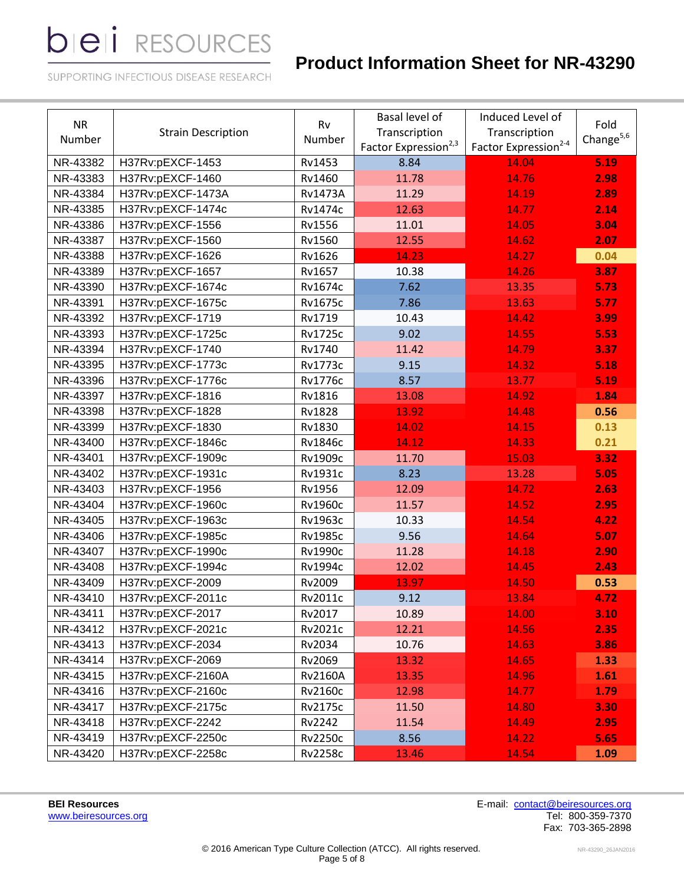| NR Number | Strain Description | Rv Number | Basal level of Transcription Factor Expression[2,3] | Induced Level of Transcription Factor Expression[2-4] | Fold Change[5,6] |
|---|---|---|---|---|---|
| NR-43382 | H37Rv:pEXCF-1453 | Rv1453 | 8.84 | 14.04 | 5.19 |
| NR-43383 | H37Rv:pEXCF-1460 | Rv1460 | 11.78 | 14.76 | 2.98 |
| NR-43384 | H37Rv:pEXCF-1473A | Rv1473A | 11.29 | 14.19 | 2.89 |
| NR-43385 | H37Rv:pEXCF-1474c | Rv1474c | 12.63 | 14.77 | 2.14 |
| NR-43386 | H37Rv:pEXCF-1556 | Rv1556 | 11.01 | 14.05 | 3.04 |
| NR-43387 | H37Rv:pEXCF-1560 | Rv1560 | 12.55 | 14.62 | 2.07 |
| NR-43388 | H37Rv:pEXCF-1626 | Rv1626 | 14.23 | 14.27 | 0.04 |
| NR-43389 | H37Rv:pEXCF-1657 | Rv1657 | 10.38 | 14.26 | 3.87 |
| NR-43390 | H37Rv:pEXCF-1674c | Rv1674c | 7.62 | 13.35 | 5.73 |
| NR-43391 | H37Rv:pEXCF-1675c | Rv1675c | 7.86 | 13.63 | 5.77 |
| NR-43392 | H37Rv:pEXCF-1719 | Rv1719 | 10.43 | 14.42 | 3.99 |
| NR-43393 | H37Rv:pEXCF-1725c | Rv1725c | 9.02 | 14.55 | 5.53 |
| NR-43394 | H37Rv:pEXCF-1740 | Rv1740 | 11.42 | 14.79 | 3.37 |
| NR-43395 | H37Rv:pEXCF-1773c | Rv1773c | 9.15 | 14.32 | 5.18 |
| NR-43396 | H37Rv:pEXCF-1776c | Rv1776c | 8.57 | 13.77 | 5.19 |
| NR-43397 | H37Rv:pEXCF-1816 | Rv1816 | 13.08 | 14.92 | 1.84 |
| NR-43398 | H37Rv:pEXCF-1828 | Rv1828 | 13.92 | 14.48 | 0.56 |
| NR-43399 | H37Rv:pEXCF-1830 | Rv1830 | 14.02 | 14.15 | 0.13 |
| NR-43400 | H37Rv:pEXCF-1846c | Rv1846c | 14.12 | 14.33 | 0.21 |
| NR-43401 | H37Rv:pEXCF-1909c | Rv1909c | 11.70 | 15.03 | 3.32 |
| NR-43402 | H37Rv:pEXCF-1931c | Rv1931c | 8.23 | 13.28 | 5.05 |
| NR-43403 | H37Rv:pEXCF-1956 | Rv1956 | 12.09 | 14.72 | 2.63 |
| NR-43404 | H37Rv:pEXCF-1960c | Rv1960c | 11.57 | 14.52 | 2.95 |
| NR-43405 | H37Rv:pEXCF-1963c | Rv1963c | 10.33 | 14.54 | 4.22 |
| NR-43406 | H37Rv:pEXCF-1985c | Rv1985c | 9.56 | 14.64 | 5.07 |
| NR-43407 | H37Rv:pEXCF-1990c | Rv1990c | 11.28 | 14.18 | 2.90 |
| NR-43408 | H37Rv:pEXCF-1994c | Rv1994c | 12.02 | 14.45 | 2.43 |
| NR-43409 | H37Rv:pEXCF-2009 | Rv2009 | 13.97 | 14.50 | 0.53 |
| NR-43410 | H37Rv:pEXCF-2011c | Rv2011c | 9.12 | 13.84 | 4.72 |
| NR-43411 | H37Rv:pEXCF-2017 | Rv2017 | 10.89 | 14.00 | 3.10 |
| NR-43412 | H37Rv:pEXCF-2021c | Rv2021c | 12.21 | 14.56 | 2.35 |
| NR-43413 | H37Rv:pEXCF-2034 | Rv2034 | 10.76 | 14.63 | 3.86 |
| NR-43414 | H37Rv:pEXCF-2069 | Rv2069 | 13.32 | 14.65 | 1.33 |
| NR-43415 | H37Rv:pEXCF-2160A | Rv2160A | 13.35 | 14.96 | 1.61 |
| NR-43416 | H37Rv:pEXCF-2160c | Rv2160c | 12.98 | 14.77 | 1.79 |
| NR-43417 | H37Rv:pEXCF-2175c | Rv2175c | 11.50 | 14.80 | 3.30 |
| NR-43418 | H37Rv:pEXCF-2242 | Rv2242 | 11.54 | 14.49 | 2.95 |
| NR-43419 | H37Rv:pEXCF-2250c | Rv2250c | 8.56 | 14.22 | 5.65 |
| NR-43420 | H37Rv:pEXCF-2258c | Rv2258c | 13.46 | 14.54 | 1.09 |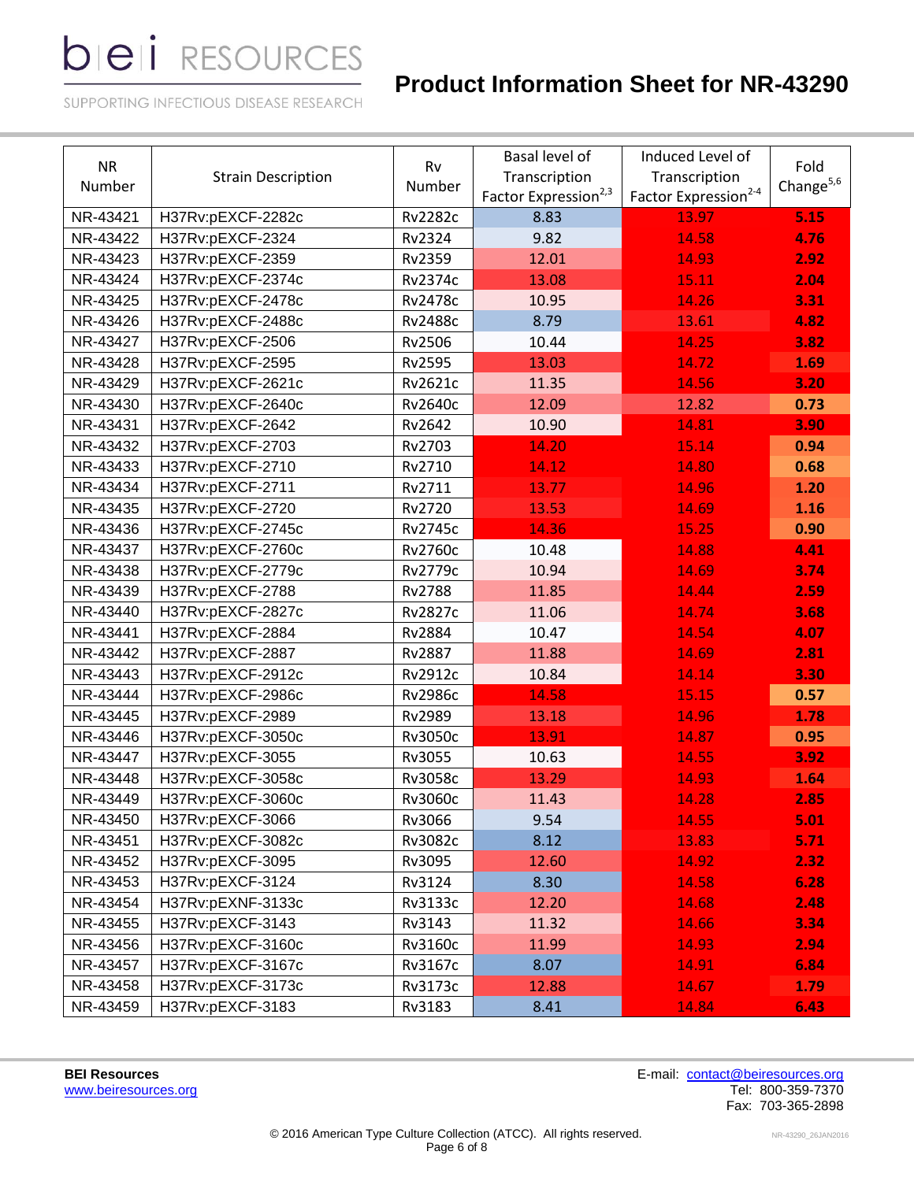| NR Number | Strain Description | Rv Number | Basal level of Transcription Factor Expression[2,3] | Induced Level of Transcription Factor Expression[2-4] | Fold Change[5,6] |
|---|---|---|---|---|---|
| NR-43421 | H37Rv:pEXCF-2282c | Rv2282c | 8.83 | 13.97 | 5.15 |
| NR-43422 | H37Rv:pEXCF-2324 | Rv2324 | 9.82 | 14.58 | 4.76 |
| NR-43423 | H37Rv:pEXCF-2359 | Rv2359 | 12.01 | 14.93 | 2.92 |
| NR-43424 | H37Rv:pEXCF-2374c | Rv2374c | 13.08 | 15.11 | 2.04 |
| NR-43425 | H37Rv:pEXCF-2478c | Rv2478c | 10.95 | 14.26 | 3.31 |
| NR-43426 | H37Rv:pEXCF-2488c | Rv2488c | 8.79 | 13.61 | 4.82 |
| NR-43427 | H37Rv:pEXCF-2506 | Rv2506 | 10.44 | 14.25 | 3.82 |
| NR-43428 | H37Rv:pEXCF-2595 | Rv2595 | 13.03 | 14.72 | 1.69 |
| NR-43429 | H37Rv:pEXCF-2621c | Rv2621c | 11.35 | 14.56 | 3.20 |
| NR-43430 | H37Rv:pEXCF-2640c | Rv2640c | 12.09 | 12.82 | 0.73 |
| NR-43431 | H37Rv:pEXCF-2642 | Rv2642 | 10.90 | 14.81 | 3.90 |
| NR-43432 | H37Rv:pEXCF-2703 | Rv2703 | 14.20 | 15.14 | 0.94 |
| NR-43433 | H37Rv:pEXCF-2710 | Rv2710 | 14.12 | 14.80 | 0.68 |
| NR-43434 | H37Rv:pEXCF-2711 | Rv2711 | 13.77 | 14.96 | 1.20 |
| NR-43435 | H37Rv:pEXCF-2720 | Rv2720 | 13.53 | 14.69 | 1.16 |
| NR-43436 | H37Rv:pEXCF-2745c | Rv2745c | 14.36 | 15.25 | 0.90 |
| NR-43437 | H37Rv:pEXCF-2760c | Rv2760c | 10.48 | 14.88 | 4.41 |
| NR-43438 | H37Rv:pEXCF-2779c | Rv2779c | 10.94 | 14.69 | 3.74 |
| NR-43439 | H37Rv:pEXCF-2788 | Rv2788 | 11.85 | 14.44 | 2.59 |
| NR-43440 | H37Rv:pEXCF-2827c | Rv2827c | 11.06 | 14.74 | 3.68 |
| NR-43441 | H37Rv:pEXCF-2884 | Rv2884 | 10.47 | 14.54 | 4.07 |
| NR-43442 | H37Rv:pEXCF-2887 | Rv2887 | 11.88 | 14.69 | 2.81 |
| NR-43443 | H37Rv:pEXCF-2912c | Rv2912c | 10.84 | 14.14 | 3.30 |
| NR-43444 | H37Rv:pEXCF-2986c | Rv2986c | 14.58 | 15.15 | 0.57 |
| NR-43445 | H37Rv:pEXCF-2989 | Rv2989 | 13.18 | 14.96 | 1.78 |
| NR-43446 | H37Rv:pEXCF-3050c | Rv3050c | 13.91 | 14.87 | 0.95 |
| NR-43447 | H37Rv:pEXCF-3055 | Rv3055 | 10.63 | 14.55 | 3.92 |
| NR-43448 | H37Rv:pEXCF-3058c | Rv3058c | 13.29 | 14.93 | 1.64 |
| NR-43449 | H37Rv:pEXCF-3060c | Rv3060c | 11.43 | 14.28 | 2.85 |
| NR-43450 | H37Rv:pEXCF-3066 | Rv3066 | 9.54 | 14.55 | 5.01 |
| NR-43451 | H37Rv:pEXCF-3082c | Rv3082c | 8.12 | 13.83 | 5.71 |
| NR-43452 | H37Rv:pEXCF-3095 | Rv3095 | 12.60 | 14.92 | 2.32 |
| NR-43453 | H37Rv:pEXCF-3124 | Rv3124 | 8.30 | 14.58 | 6.28 |
| NR-43454 | H37Rv:pEXNF-3133c | Rv3133c | 12.20 | 14.68 | 2.48 |
| NR-43455 | H37Rv:pEXCF-3143 | Rv3143 | 11.32 | 14.66 | 3.34 |
| NR-43456 | H37Rv:pEXCF-3160c | Rv3160c | 11.99 | 14.93 | 2.94 |
| NR-43457 | H37Rv:pEXCF-3167c | Rv3167c | 8.07 | 14.91 | 6.84 |
| NR-43458 | H37Rv:pEXCF-3173c | Rv3173c | 12.88 | 14.67 | 1.79 |
| NR-43459 | H37Rv:pEXCF-3183 | Rv3183 | 8.41 | 14.84 | 6.43 |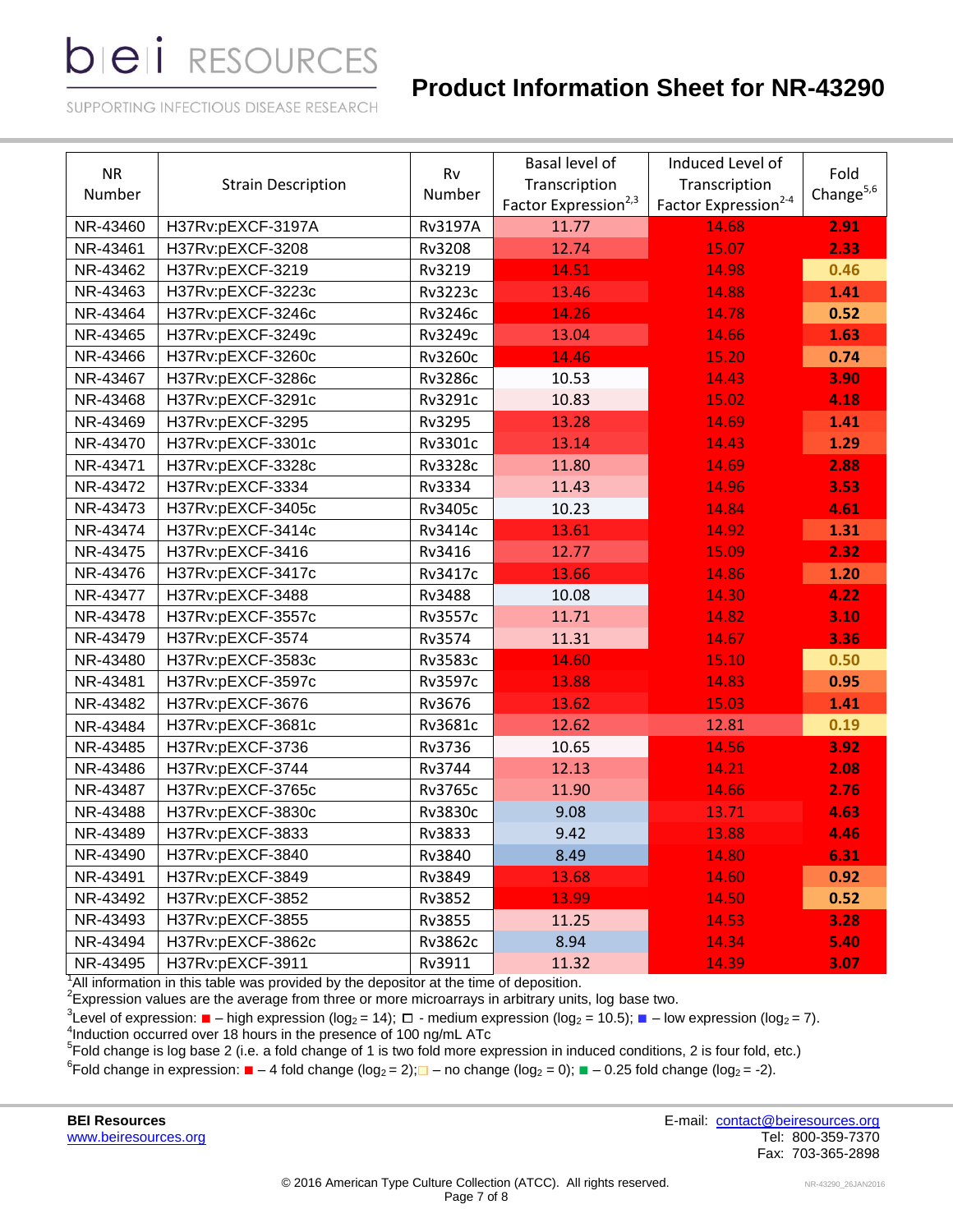| NR Number | Strain Description | Rv Number | Basal level of Transcription Factor Expression[2,3] | Induced Level of Transcription Factor Expression[2-4] | Fold Change[5,6] |
|---|---|---|---|---|---|
| NR-43460 | H37Rv:pEXCF-3197A | Rv3197A | 11.77 | 14.68 | **2.91** |
| NR-43461 | H37Rv:pEXCF-3208 | Rv3208 | 12.74 | 15.07 | **2.33** |
| NR-43462 | H37Rv:pEXCF-3219 | Rv3219 | 14.51 | 14.98 | **0.46** |
| NR-43463 | H37Rv:pEXCF-3223c | Rv3223c | 13.46 | 14.88 | **1.41** |
| NR-43464 | H37Rv:pEXCF-3246c | Rv3246c | 14.26 | 14.78 | **0.52** |
| NR-43465 | H37Rv:pEXCF-3249c | Rv3249c | 13.04 | 14.66 | **1.63** |
| NR-43466 | H37Rv:pEXCF-3260c | Rv3260c | 14.46 | 15.20 | **0.74** |
| NR-43467 | H37Rv:pEXCF-3286c | Rv3286c | 10.53 | 14.43 | **3.90** |
| NR-43468 | H37Rv:pEXCF-3291c | Rv3291c | 10.83 | 15.02 | **4.18** |
| NR-43469 | H37Rv:pEXCF-3295 | Rv3295 | 13.28 | 14.69 | **1.41** |
| NR-43470 | H37Rv:pEXCF-3301c | Rv3301c | 13.14 | 14.43 | **1.29** |
| NR-43471 | H37Rv:pEXCF-3328c | Rv3328c | 11.80 | 14.69 | **2.88** |
| NR-43472 | H37Rv:pEXCF-3334 | Rv3334 | 11.43 | 14.96 | **3.53** |
| NR-43473 | H37Rv:pEXCF-3405c | Rv3405c | 10.23 | 14.84 | **4.61** |
| NR-43474 | H37Rv:pEXCF-3414c | Rv3414c | 13.61 | 14.92 | **1.31** |
| NR-43475 | H37Rv:pEXCF-3416 | Rv3416 | 12.77 | 15.09 | **2.32** |
| NR-43476 | H37Rv:pEXCF-3417c | Rv3417c | 13.66 | 14.86 | **1.20** |
| NR-43477 | H37Rv:pEXCF-3488 | Rv3488 | 10.08 | 14.30 | **4.22** |
| NR-43478 | H37Rv:pEXCF-3557c | Rv3557c | 11.71 | 14.82 | **3.10** |
| NR-43479 | H37Rv:pEXCF-3574 | Rv3574 | 11.31 | 14.67 | **3.36** |
| NR-43480 | H37Rv:pEXCF-3583c | Rv3583c | 14.60 | 15.10 | **0.50** |
| NR-43481 | H37Rv:pEXCF-3597c | Rv3597c | 13.88 | 14.83 | **0.95** |
| NR-43482 | H37Rv:pEXCF-3676 | Rv3676 | 13.62 | 15.03 | **1.41** |
| NR-43484 | H37Rv:pEXCF-3681c | Rv3681c | 12.62 | 12.81 | **0.19** |
| NR-43485 | H37Rv:pEXCF-3736 | Rv3736 | 10.65 | 14.56 | **3.92** |
| NR-43486 | H37Rv:pEXCF-3744 | Rv3744 | 12.13 | 14.21 | **2.08** |
| NR-43487 | H37Rv:pEXCF-3765c | Rv3765c | 11.90 | 14.66 | **2.76** |
| NR-43488 | H37Rv:pEXCF-3830c | Rv3830c | 9.08 | 13.71 | **4.63** |
| NR-43489 | H37Rv:pEXCF-3833 | Rv3833 | 9.42 | 13.88 | **4.46** |
| NR-43490 | H37Rv:pEXCF-3840 | Rv3840 | 8.49 | 14.80 | **6.31** |
| NR-43491 | H37Rv:pEXCF-3849 | Rv3849 | 13.68 | 14.60 | **0.92** |
| NR-43492 | H37Rv:pEXCF-3852 | Rv3852 | 13.99 | 14.50 | **0.52** |
| NR-43493 | H37Rv:pEXCF-3855 | Rv3855 | 11.25 | 14.53 | **3.28** |
| NR-43494 | H37Rv:pEXCF-3862c | Rv3862c | 8.94 | 14.34 | **5.40** |
| NR-43495 | H37Rv:pEXCF-3911 | Rv3911 | 11.32 | 14.39 | **3.07** |

[1]All information in this table was provided by the depositor at the time of deposition.
[2]Expression values are the average from three or more microarrays in arbitrary units, log base two.
[3]Level of expression: ■ – high expression ($log_2 = 14$); □ - medium expression ($log_2 = 10.5$); ■ – low expression ($log_2 = 7$).
[4]Induction occurred over 18 hours in the presence of 100 ng/mL ATc
[5]Fold change is log base 2 (i.e. a fold change of 1 is two fold more expression in induced conditions, 2 is four fold, etc.)
[6]Fold change in expression: ■ – 4 fold change ($log_2 = 2$); □ – no change ($log_2 = 0$); ■ – 0.25 fold change ($log_2 = -2$).

**BEI Resources**
www.beiresources.org

E-mail: contact@beiresources.org
Tel: 800-359-7370
Fax: 703-365-2898

© 2016 American Type Culture Collection (ATCC). All rights reserved.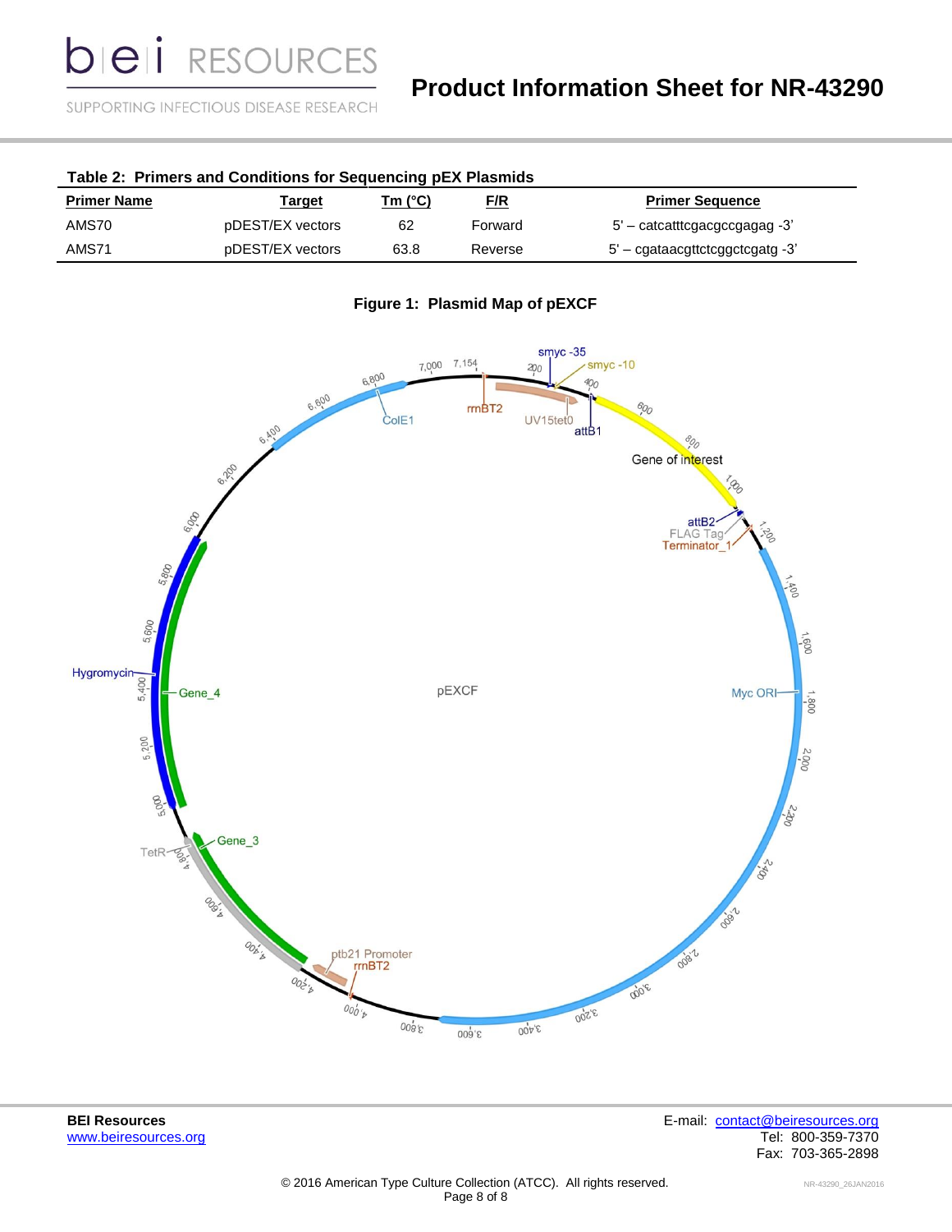**Table 2: Primers and Conditions for Sequencing pEX Plasmids**

| Primer Name | Target | Tm (°C) | F/R | Primer Sequence |
|---|---|---|---|---|
| AMS70 | pDEST/EX vectors | 62 | Forward | 5' – catcatttcgacgccgagag -3' |
| AMS71 | pDEST/EX vectors | 63.8 | Reverse | 5' – cgataacgttctcggctcgatg -3' |

**Figure 1: Plasmid Map of pEXCF**

pEXCF

smyc -35
smyc -10
rrnBT2
UV15tet0
attB1
Gene of interest
attB2
FLAG Tag
Terminator_1
Myc ORI
ptb21 Promoter
rrnBT2
TetR
Gene_3
Hygromycin
Gene_4
ColE1

7,000
7,154
200
400
600
800
1,000
1,200
1,400
1,600
1,800
2,000
2,200
2,400
2,600
2,800
3,000
3,200
3,400
3,600
3,800
4,000
4,200
4,400
4,600
4,800
5,000
5,200
5,400
5,600
5,800
6,000
6,200
6,400
6,600
6,800

**BEI Resources**
www.beiresources.org

E-mail: contact@beiresources.org
Tel: 800-359-7370
Fax: 703-365-2898

© 2016 American Type Culture Collection (ATCC). All rights reserved.

NR-43290_26JAN2016